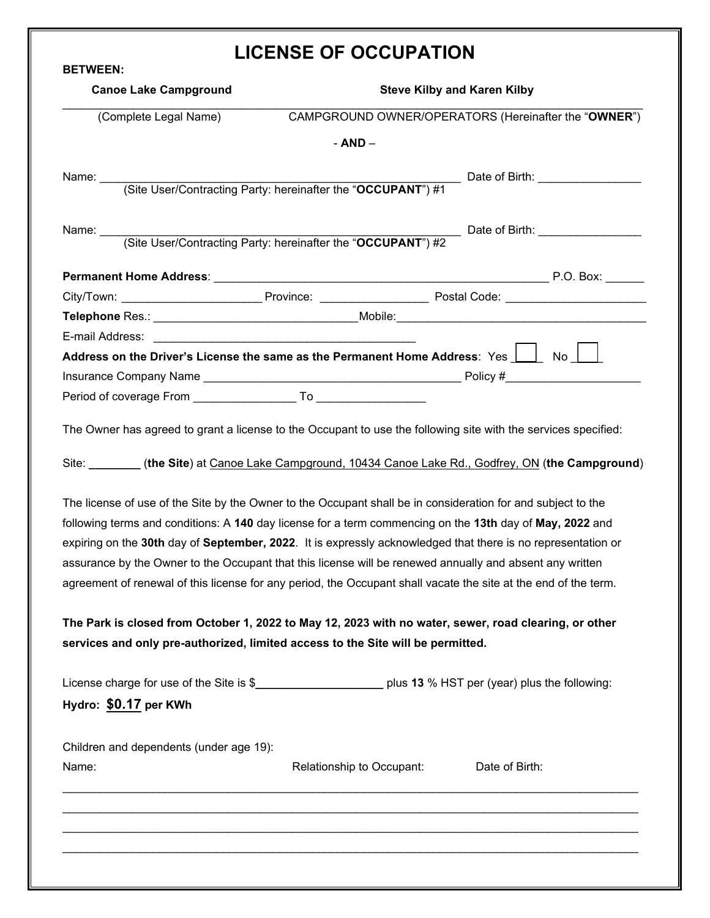# LICENSE OF OCCUPATION

**BETWEEN:**

**Canoe Lake Campground** **Steve Kilby and Karen Kilby**

(Complete Legal Name) CAMPGROUND OWNER/OPERATORS (Hereinafter the "**OWNER**")

\- **AND** –

Name: ________________________________________________ Date of Birth: ________________
(Site User/Contracting Party: hereinafter the "**OCCUPANT**") #1

Name: ________________________________________________ Date of Birth: ________________
(Site User/Contracting Party: hereinafter the "**OCCUPANT**") #2

**Permanent Home Address**: ____________________________________________ P.O. Box: ______

City/Town: _____________________ Province: ________________ Postal Code: _____________________

**Telephone** Res.: _______________________________Mobile:_______________________________________

E-mail Address: _________________________________________

**Address on the Driver's License the same as the Permanent Home Address**: Yes ☐ No ☐

Insurance Company Name _________________________________________ Policy #____________________

Period of coverage From ________________ To ________________

The Owner has agreed to grant a license to the Occupant to use the following site with the services specified:

Site: ________ (**the Site**) at Canoe Lake Campground, 10434 Canoe Lake Rd., Godfrey, ON (**the Campground**)

The license of use of the Site by the Owner to the Occupant shall be in consideration for and subject to the following terms and conditions: A **140** day license for a term commencing on the **13th** day of **May, 2022** and expiring on the **30th** day of **September, 2022**. It is expressly acknowledged that there is no representation or assurance by the Owner to the Occupant that this license will be renewed annually and absent any written agreement of renewal of this license for any period, the Occupant shall vacate the site at the end of the term.

**The Park is closed from October 1, 2022 to May 12, 2023 with no water, sewer, road clearing, or other services and only pre-authorized, limited access to the Site will be permitted.**

License charge for use of the Site is $____________________ plus **13** % HST per (year) plus the following:

**Hydro: $0.17 per KWh**

Children and dependents (under age 19):

| Name: | Relationship to Occupant: | Date of Birth: |
| --- | --- | --- |
| | | |
| | | |
| | | |
| | | |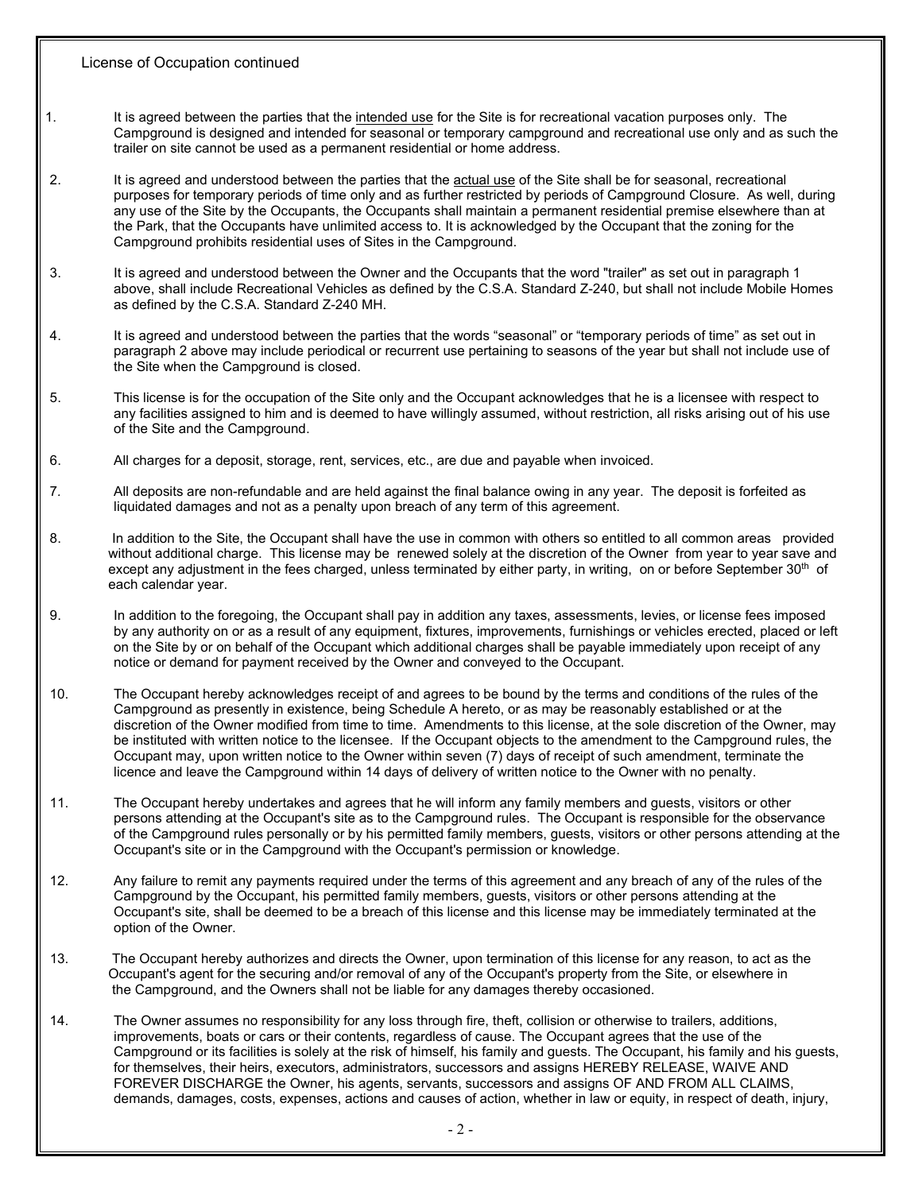License of Occupation continued

1. It is agreed between the parties that the <u>intended use</u> for the Site is for recreational vacation purposes only. The Campground is designed and intended for seasonal or temporary campground and recreational use only and as such the trailer on site cannot be used as a permanent residential or home address.

2. It is agreed and understood between the parties that the <u>actual use</u> of the Site shall be for seasonal, recreational purposes for temporary periods of time only and as further restricted by periods of Campground Closure. As well, during any use of the Site by the Occupants, the Occupants shall maintain a permanent residential premise elsewhere than at the Park, that the Occupants have unlimited access to. It is acknowledged by the Occupant that the zoning for the Campground prohibits residential uses of Sites in the Campground.

3. It is agreed and understood between the Owner and the Occupants that the word "trailer" as set out in paragraph 1 above, shall include Recreational Vehicles as defined by the C.S.A. Standard Z-240, but shall not include Mobile Homes as defined by the C.S.A. Standard Z-240 MH.

4. It is agreed and understood between the parties that the words "seasonal" or "temporary periods of time" as set out in paragraph 2 above may include periodical or recurrent use pertaining to seasons of the year but shall not include use of the Site when the Campground is closed.

5. This license is for the occupation of the Site only and the Occupant acknowledges that he is a licensee with respect to any facilities assigned to him and is deemed to have willingly assumed, without restriction, all risks arising out of his use of the Site and the Campground.

6. All charges for a deposit, storage, rent, services, etc., are due and payable when invoiced.

7. All deposits are non-refundable and are held against the final balance owing in any year. The deposit is forfeited as liquidated damages and not as a penalty upon breach of any term of this agreement.

8. In addition to the Site, the Occupant shall have the use in common with others so entitled to all common areas provided without additional charge. This license may be renewed solely at the discretion of the Owner from year to year save and except any adjustment in the fees charged, unless terminated by either party, in writing, on or before September 30th of each calendar year.

9. In addition to the foregoing, the Occupant shall pay in addition any taxes, assessments, levies, or license fees imposed by any authority on or as a result of any equipment, fixtures, improvements, furnishings or vehicles erected, placed or left on the Site by or on behalf of the Occupant which additional charges shall be payable immediately upon receipt of any notice or demand for payment received by the Owner and conveyed to the Occupant.

10. The Occupant hereby acknowledges receipt of and agrees to be bound by the terms and conditions of the rules of the Campground as presently in existence, being Schedule A hereto, or as may be reasonably established or at the discretion of the Owner modified from time to time. Amendments to this license, at the sole discretion of the Owner, may be instituted with written notice to the licensee. If the Occupant objects to the amendment to the Campground rules, the Occupant may, upon written notice to the Owner within seven (7) days of receipt of such amendment, terminate the licence and leave the Campground within 14 days of delivery of written notice to the Owner with no penalty.

11. The Occupant hereby undertakes and agrees that he will inform any family members and guests, visitors or other persons attending at the Occupant's site as to the Campground rules. The Occupant is responsible for the observance of the Campground rules personally or by his permitted family members, guests, visitors or other persons attending at the Occupant's site or in the Campground with the Occupant's permission or knowledge.

12. Any failure to remit any payments required under the terms of this agreement and any breach of any of the rules of the Campground by the Occupant, his permitted family members, guests, visitors or other persons attending at the Occupant's site, shall be deemed to be a breach of this license and this license may be immediately terminated at the option of the Owner.

13. The Occupant hereby authorizes and directs the Owner, upon termination of this license for any reason, to act as the Occupant's agent for the securing and/or removal of any of the Occupant's property from the Site, or elsewhere in the Campground, and the Owners shall not be liable for any damages thereby occasioned.

14. The Owner assumes no responsibility for any loss through fire, theft, collision or otherwise to trailers, additions, improvements, boats or cars or their contents, regardless of cause. The Occupant agrees that the use of the Campground or its facilities is solely at the risk of himself, his family and guests. The Occupant, his family and his guests, for themselves, their heirs, executors, administrators, successors and assigns HEREBY RELEASE, WAIVE AND FOREVER DISCHARGE the Owner, his agents, servants, successors and assigns OF AND FROM ALL CLAIMS, demands, damages, costs, expenses, actions and causes of action, whether in law or equity, in respect of death, injury,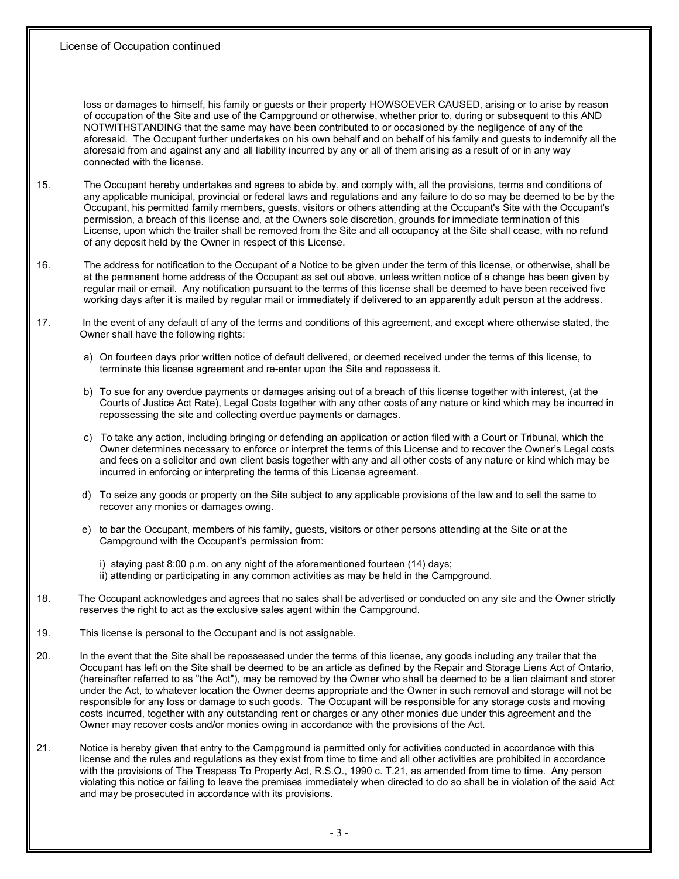loss or damages to himself, his family or guests or their property HOWSOEVER CAUSED, arising or to arise by reason of occupation of the Site and use of the Campground or otherwise, whether prior to, during or subsequent to this AND NOTWITHSTANDING that the same may have been contributed to or occasioned by the negligence of any of the aforesaid. The Occupant further undertakes on his own behalf and on behalf of his family and guests to indemnify all the aforesaid from and against any and all liability incurred by any or all of them arising as a result of or in any way connected with the license.

15. The Occupant hereby undertakes and agrees to abide by, and comply with, all the provisions, terms and conditions of any applicable municipal, provincial or federal laws and regulations and any failure to do so may be deemed to be by the Occupant, his permitted family members, guests, visitors or others attending at the Occupant's Site with the Occupant's permission, a breach of this license and, at the Owners sole discretion, grounds for immediate termination of this License, upon which the trailer shall be removed from the Site and all occupancy at the Site shall cease, with no refund of any deposit held by the Owner in respect of this License.

16. The address for notification to the Occupant of a Notice to be given under the term of this license, or otherwise, shall be at the permanent home address of the Occupant as set out above, unless written notice of a change has been given by regular mail or email. Any notification pursuant to the terms of this license shall be deemed to have been received five working days after it is mailed by regular mail or immediately if delivered to an apparently adult person at the address.

17. In the event of any default of any of the terms and conditions of this agreement, and except where otherwise stated, the Owner shall have the following rights:

   a) On fourteen days prior written notice of default delivered, or deemed received under the terms of this license, to terminate this license agreement and re-enter upon the Site and repossess it.

   b) To sue for any overdue payments or damages arising out of a breach of this license together with interest, (at the Courts of Justice Act Rate), Legal Costs together with any other costs of any nature or kind which may be incurred in repossessing the site and collecting overdue payments or damages.

   c) To take any action, including bringing or defending an application or action filed with a Court or Tribunal, which the Owner determines necessary to enforce or interpret the terms of this License and to recover the Owner's Legal costs and fees on a solicitor and own client basis together with any and all other costs of any nature or kind which may be incurred in enforcing or interpreting the terms of this License agreement.

   d) To seize any goods or property on the Site subject to any applicable provisions of the law and to sell the same to recover any monies or damages owing.

   e) to bar the Occupant, members of his family, guests, visitors or other persons attending at the Site or at the Campground with the Occupant's permission from:

      i) staying past 8:00 p.m. on any night of the aforementioned fourteen (14) days;
      ii) attending or participating in any common activities as may be held in the Campground.

18. The Occupant acknowledges and agrees that no sales shall be advertised or conducted on any site and the Owner strictly reserves the right to act as the exclusive sales agent within the Campground.

19. This license is personal to the Occupant and is not assignable.

20. In the event that the Site shall be repossessed under the terms of this license, any goods including any trailer that the Occupant has left on the Site shall be deemed to be an article as defined by the Repair and Storage Liens Act of Ontario, (hereinafter referred to as "the Act"), may be removed by the Owner who shall be deemed to be a lien claimant and storer under the Act, to whatever location the Owner deems appropriate and the Owner in such removal and storage will not be responsible for any loss or damage to such goods. The Occupant will be responsible for any storage costs and moving costs incurred, together with any outstanding rent or charges or any other monies due under this agreement and the Owner may recover costs and/or monies owing in accordance with the provisions of the Act.

21. Notice is hereby given that entry to the Campground is permitted only for activities conducted in accordance with this license and the rules and regulations as they exist from time to time and all other activities are prohibited in accordance with the provisions of The Trespass To Property Act, R.S.O., 1990 c. T.21, as amended from time to time. Any person violating this notice or failing to leave the premises immediately when directed to do so shall be in violation of the said Act and may be prosecuted in accordance with its provisions.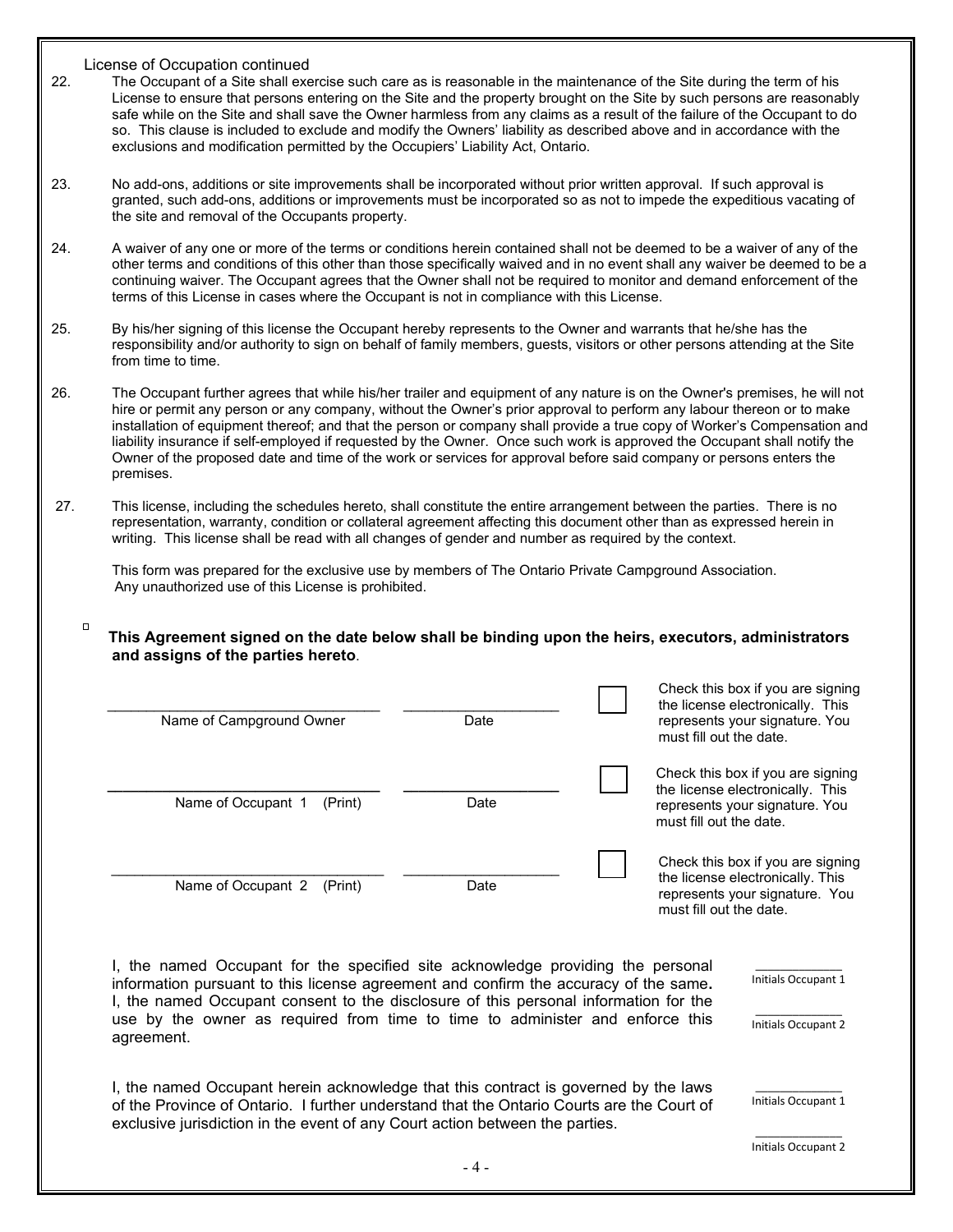License of Occupation continued

22. The Occupant of a Site shall exercise such care as is reasonable in the maintenance of the Site during the term of his License to ensure that persons entering on the Site and the property brought on the Site by such persons are reasonably safe while on the Site and shall save the Owner harmless from any claims as a result of the failure of the Occupant to do so. This clause is included to exclude and modify the Owners' liability as described above and in accordance with the exclusions and modification permitted by the Occupiers' Liability Act, Ontario.

23. No add-ons, additions or site improvements shall be incorporated without prior written approval. If such approval is granted, such add-ons, additions or improvements must be incorporated so as not to impede the expeditious vacating of the site and removal of the Occupants property.

24. A waiver of any one or more of the terms or conditions herein contained shall not be deemed to be a waiver of any of the other terms and conditions of this other than those specifically waived and in no event shall any waiver be deemed to be a continuing waiver. The Occupant agrees that the Owner shall not be required to monitor and demand enforcement of the terms of this License in cases where the Occupant is not in compliance with this License.

25. By his/her signing of this license the Occupant hereby represents to the Owner and warrants that he/she has the responsibility and/or authority to sign on behalf of family members, guests, visitors or other persons attending at the Site from time to time.

26. The Occupant further agrees that while his/her trailer and equipment of any nature is on the Owner's premises, he will not hire or permit any person or any company, without the Owner's prior approval to perform any labour thereon or to make installation of equipment thereof; and that the person or company shall provide a true copy of Worker's Compensation and liability insurance if self-employed if requested by the Owner. Once such work is approved the Occupant shall notify the Owner of the proposed date and time of the work or services for approval before said company or persons enters the premises.

27. This license, including the schedules hereto, shall constitute the entire arrangement between the parties. There is no representation, warranty, condition or collateral agreement affecting this document other than as expressed herein in writing. This license shall be read with all changes of gender and number as required by the context.

This form was prepared for the exclusive use by members of The Ontario Private Campground Association. Any unauthorized use of this License is prohibited.

**This Agreement signed on the date below shall be binding upon the heirs, executors, administrators and assigns of the parties hereto**.

| | | | |
|---|---|---|---|
| ______________________________ Name of Campground Owner | ________________ Date | ☐ | Check this box if you are signing the license electronically. This represents your signature. You must fill out the date. |
| ______________________________ Name of Occupant 1 (Print) | ________________ Date | ☐ | Check this box if you are signing the license electronically. This represents your signature. You must fill out the date. |
| ______________________________ Name of Occupant 2 (Print) | ________________ Date | ☐ | Check this box if you are signing the license electronically. This represents your signature. You must fill out the date. |

I, the named Occupant for the specified site acknowledge providing the personal information pursuant to this license agreement and confirm the accuracy of the same. I, the named Occupant consent to the disclosure of this personal information for the use by the owner as required from time to time to administer and enforce this agreement.

__________ Initials Occupant 1

__________ Initials Occupant 2

I, the named Occupant herein acknowledge that this contract is governed by the laws of the Province of Ontario. I further understand that the Ontario Courts are the Court of exclusive jurisdiction in the event of any Court action between the parties.

__________ Initials Occupant 1

__________ Initials Occupant 2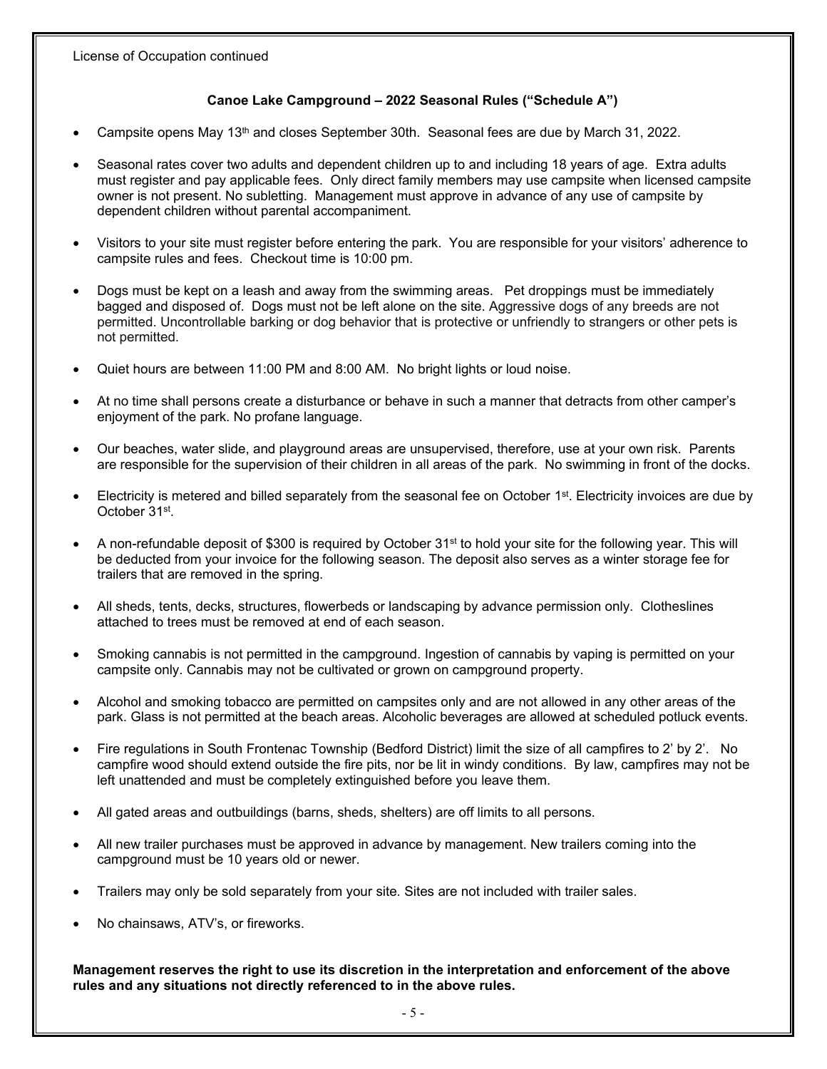License of Occupation continued

### Canoe Lake Campground – 2022 Seasonal Rules ("Schedule A")

- Campsite opens May 13th and closes September 30th. Seasonal fees are due by March 31, 2022.
- Seasonal rates cover two adults and dependent children up to and including 18 years of age. Extra adults must register and pay applicable fees. Only direct family members may use campsite when licensed campsite owner is not present. No subletting. Management must approve in advance of any use of campsite by dependent children without parental accompaniment.
- Visitors to your site must register before entering the park. You are responsible for your visitors' adherence to campsite rules and fees. Checkout time is 10:00 pm.
- Dogs must be kept on a leash and away from the swimming areas. Pet droppings must be immediately bagged and disposed of. Dogs must not be left alone on the site. Aggressive dogs of any breeds are not permitted. Uncontrollable barking or dog behavior that is protective or unfriendly to strangers or other pets is not permitted.
- Quiet hours are between 11:00 PM and 8:00 AM. No bright lights or loud noise.
- At no time shall persons create a disturbance or behave in such a manner that detracts from other camper's enjoyment of the park. No profane language.
- Our beaches, water slide, and playground areas are unsupervised, therefore, use at your own risk. Parents are responsible for the supervision of their children in all areas of the park. No swimming in front of the docks.
- Electricity is metered and billed separately from the seasonal fee on October 1st. Electricity invoices are due by October 31st.
- A non-refundable deposit of $300 is required by October 31st to hold your site for the following year. This will be deducted from your invoice for the following season. The deposit also serves as a winter storage fee for trailers that are removed in the spring.
- All sheds, tents, decks, structures, flowerbeds or landscaping by advance permission only. Clotheslines attached to trees must be removed at end of each season.
- Smoking cannabis is not permitted in the campground. Ingestion of cannabis by vaping is permitted on your campsite only. Cannabis may not be cultivated or grown on campground property.
- Alcohol and smoking tobacco are permitted on campsites only and are not allowed in any other areas of the park. Glass is not permitted at the beach areas. Alcoholic beverages are allowed at scheduled potluck events.
- Fire regulations in South Frontenac Township (Bedford District) limit the size of all campfires to 2' by 2'. No campfire wood should extend outside the fire pits, nor be lit in windy conditions. By law, campfires may not be left unattended and must be completely extinguished before you leave them.
- All gated areas and outbuildings (barns, sheds, shelters) are off limits to all persons.
- All new trailer purchases must be approved in advance by management. New trailers coming into the campground must be 10 years old or newer.
- Trailers may only be sold separately from your site. Sites are not included with trailer sales.
- No chainsaws, ATV's, or fireworks.

**Management reserves the right to use its discretion in the interpretation and enforcement of the above rules and any situations not directly referenced to in the above rules.**